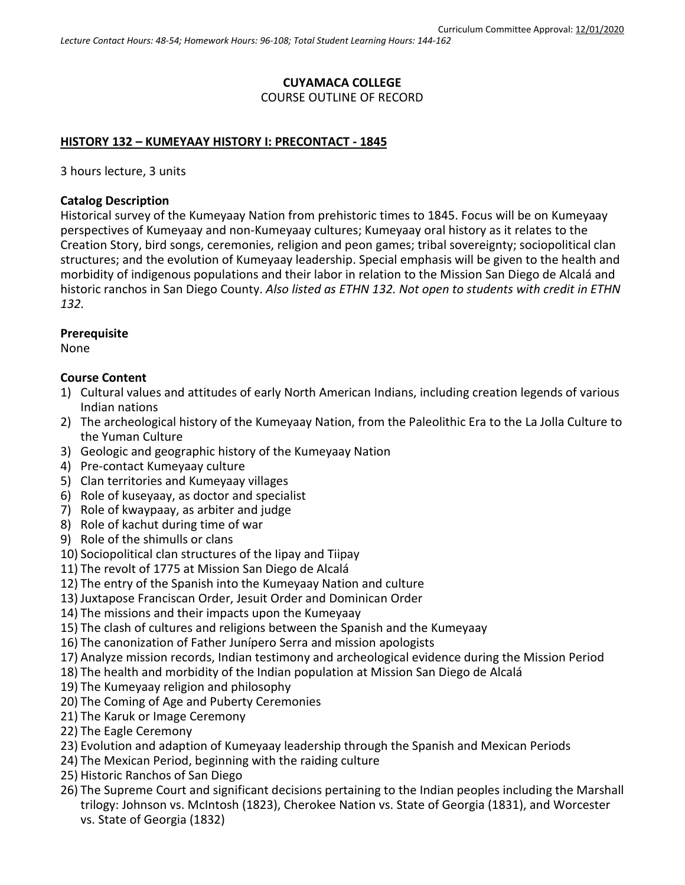Curriculum Committee Approval: 12/01/2020

*Lecture Contact Hours: 48-54; Homework Hours: 96-108; Total Student Learning Hours: 144-162*

**CUYAMACA COLLEGE**
COURSE OUTLINE OF RECORD

## HISTORY 132 – KUMEYAAY HISTORY I: PRECONTACT - 1845

3 hours lecture, 3 units

**Catalog Description**
Historical survey of the Kumeyaay Nation from prehistoric times to 1845. Focus will be on Kumeyaay perspectives of Kumeyaay and non-Kumeyaay cultures; Kumeyaay oral history as it relates to the Creation Story, bird songs, ceremonies, religion and peon games; tribal sovereignty; sociopolitical clan structures; and the evolution of Kumeyaay leadership. Special emphasis will be given to the health and morbidity of indigenous populations and their labor in relation to the Mission San Diego de Alcalá and historic ranchos in San Diego County. *Also listed as ETHN 132. Not open to students with credit in ETHN 132.*

**Prerequisite**
None

**Course Content**
1) Cultural values and attitudes of early North American Indians, including creation legends of various Indian nations
2) The archeological history of the Kumeyaay Nation, from the Paleolithic Era to the La Jolla Culture to the Yuman Culture
3) Geologic and geographic history of the Kumeyaay Nation
4) Pre-contact Kumeyaay culture
5) Clan territories and Kumeyaay villages
6) Role of kuseyaay, as doctor and specialist
7) Role of kwaypaay, as arbiter and judge
8) Role of kachut during time of war
9) Role of the shimulls or clans
10) Sociopolitical clan structures of the Iipay and Tiipay
11) The revolt of 1775 at Mission San Diego de Alcalá
12) The entry of the Spanish into the Kumeyaay Nation and culture
13) Juxtapose Franciscan Order, Jesuit Order and Dominican Order
14) The missions and their impacts upon the Kumeyaay
15) The clash of cultures and religions between the Spanish and the Kumeyaay
16) The canonization of Father Junípero Serra and mission apologists
17) Analyze mission records, Indian testimony and archeological evidence during the Mission Period
18) The health and morbidity of the Indian population at Mission San Diego de Alcalá
19) The Kumeyaay religion and philosophy
20) The Coming of Age and Puberty Ceremonies
21) The Karuk or Image Ceremony
22) The Eagle Ceremony
23) Evolution and adaption of Kumeyaay leadership through the Spanish and Mexican Periods
24) The Mexican Period, beginning with the raiding culture
25) Historic Ranchos of San Diego
26) The Supreme Court and significant decisions pertaining to the Indian peoples including the Marshall trilogy: Johnson vs. McIntosh (1823), Cherokee Nation vs. State of Georgia (1831), and Worcester vs. State of Georgia (1832)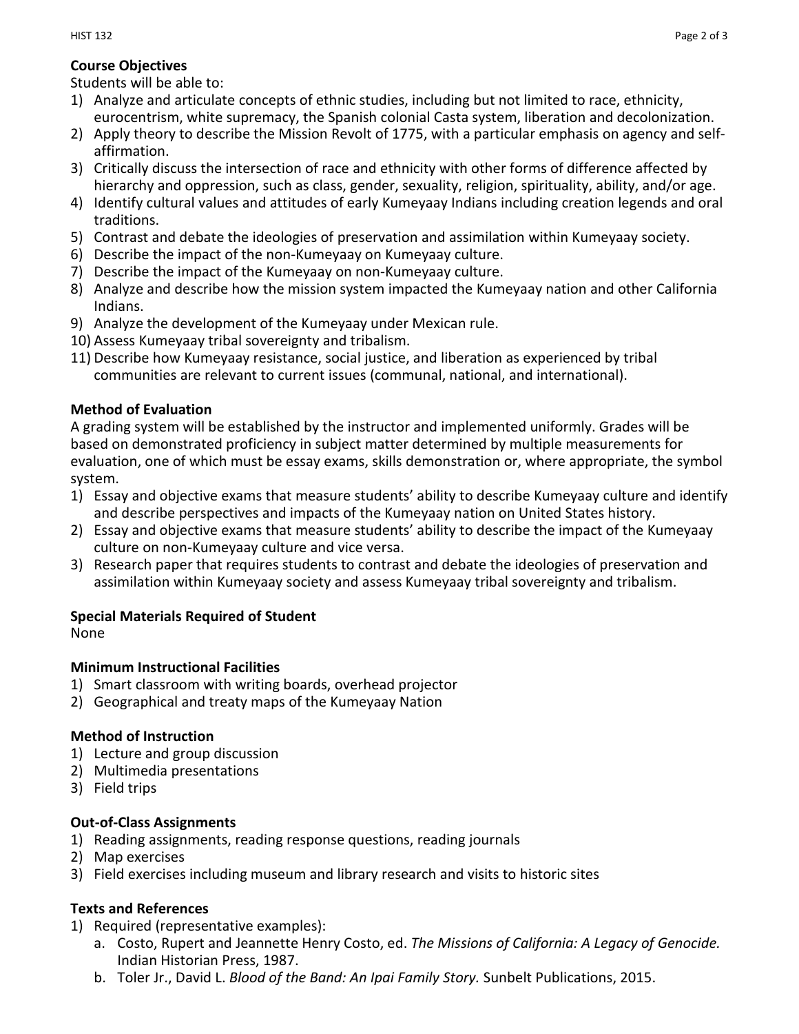## Course Objectives

Students will be able to:

1) Analyze and articulate concepts of ethnic studies, including but not limited to race, ethnicity, eurocentrism, white supremacy, the Spanish colonial Casta system, liberation and decolonization.
2) Apply theory to describe the Mission Revolt of 1775, with a particular emphasis on agency and self-affirmation.
3) Critically discuss the intersection of race and ethnicity with other forms of difference affected by hierarchy and oppression, such as class, gender, sexuality, religion, spirituality, ability, and/or age.
4) Identify cultural values and attitudes of early Kumeyaay Indians including creation legends and oral traditions.
5) Contrast and debate the ideologies of preservation and assimilation within Kumeyaay society.
6) Describe the impact of the non-Kumeyaay on Kumeyaay culture.
7) Describe the impact of the Kumeyaay on non-Kumeyaay culture.
8) Analyze and describe how the mission system impacted the Kumeyaay nation and other California Indians.
9) Analyze the development of the Kumeyaay under Mexican rule.
10) Assess Kumeyaay tribal sovereignty and tribalism.
11) Describe how Kumeyaay resistance, social justice, and liberation as experienced by tribal communities are relevant to current issues (communal, national, and international).

## Method of Evaluation

A grading system will be established by the instructor and implemented uniformly. Grades will be based on demonstrated proficiency in subject matter determined by multiple measurements for evaluation, one of which must be essay exams, skills demonstration or, where appropriate, the symbol system.

1) Essay and objective exams that measure students' ability to describe Kumeyaay culture and identify and describe perspectives and impacts of the Kumeyaay nation on United States history.
2) Essay and objective exams that measure students' ability to describe the impact of the Kumeyaay culture on non-Kumeyaay culture and vice versa.
3) Research paper that requires students to contrast and debate the ideologies of preservation and assimilation within Kumeyaay society and assess Kumeyaay tribal sovereignty and tribalism.

## Special Materials Required of Student

None

## Minimum Instructional Facilities

1) Smart classroom with writing boards, overhead projector
2) Geographical and treaty maps of the Kumeyaay Nation

## Method of Instruction

1) Lecture and group discussion
2) Multimedia presentations
3) Field trips

## Out-of-Class Assignments

1) Reading assignments, reading response questions, reading journals
2) Map exercises
3) Field exercises including museum and library research and visits to historic sites

## Texts and References

1) Required (representative examples):
   a. Costo, Rupert and Jeannette Henry Costo, ed. *The Missions of California: A Legacy of Genocide.* Indian Historian Press, 1987.
   b. Toler Jr., David L. *Blood of the Band: An Ipai Family Story.* Sunbelt Publications, 2015.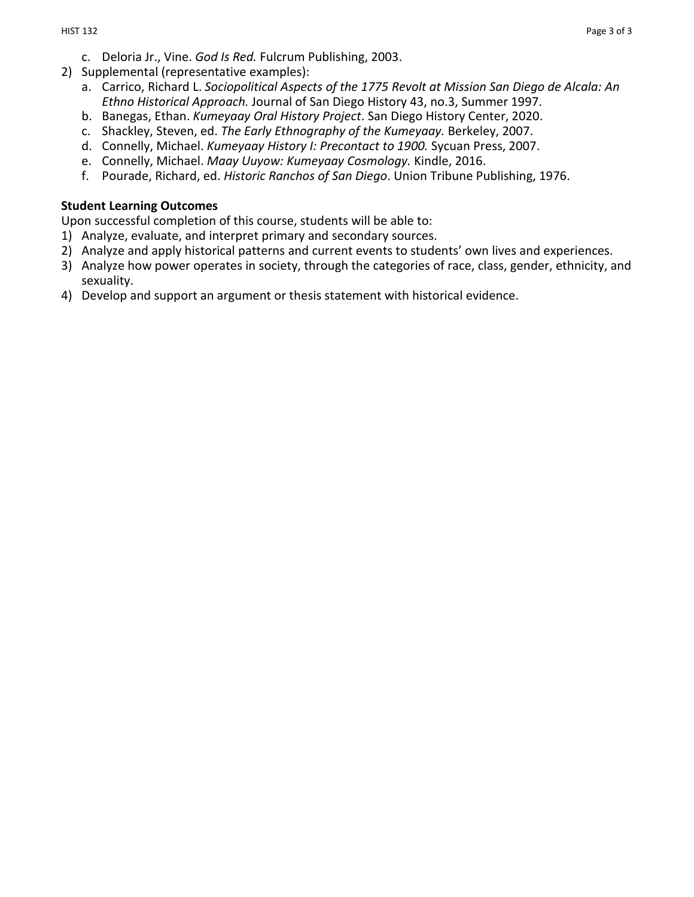c. Deloria Jr., Vine. *God Is Red.* Fulcrum Publishing, 2003.
2) Supplemental (representative examples):
   a. Carrico, Richard L. *Sociopolitical Aspects of the 1775 Revolt at Mission San Diego de Alcala: An Ethno Historical Approach.* Journal of San Diego History 43, no.3, Summer 1997.
   b. Banegas, Ethan. *Kumeyaay Oral History Project*. San Diego History Center, 2020.
   c. Shackley, Steven, ed. *The Early Ethnography of the Kumeyaay.* Berkeley, 2007.
   d. Connelly, Michael. *Kumeyaay History I: Precontact to 1900.* Sycuan Press, 2007.
   e. Connelly, Michael. *Maay Uuyow: Kumeyaay Cosmology.* Kindle, 2016.
   f. Pourade, Richard, ed. *Historic Ranchos of San Diego*. Union Tribune Publishing, 1976.

**Student Learning Outcomes**

Upon successful completion of this course, students will be able to:

1) Analyze, evaluate, and interpret primary and secondary sources.
2) Analyze and apply historical patterns and current events to students' own lives and experiences.
3) Analyze how power operates in society, through the categories of race, class, gender, ethnicity, and sexuality.
4) Develop and support an argument or thesis statement with historical evidence.